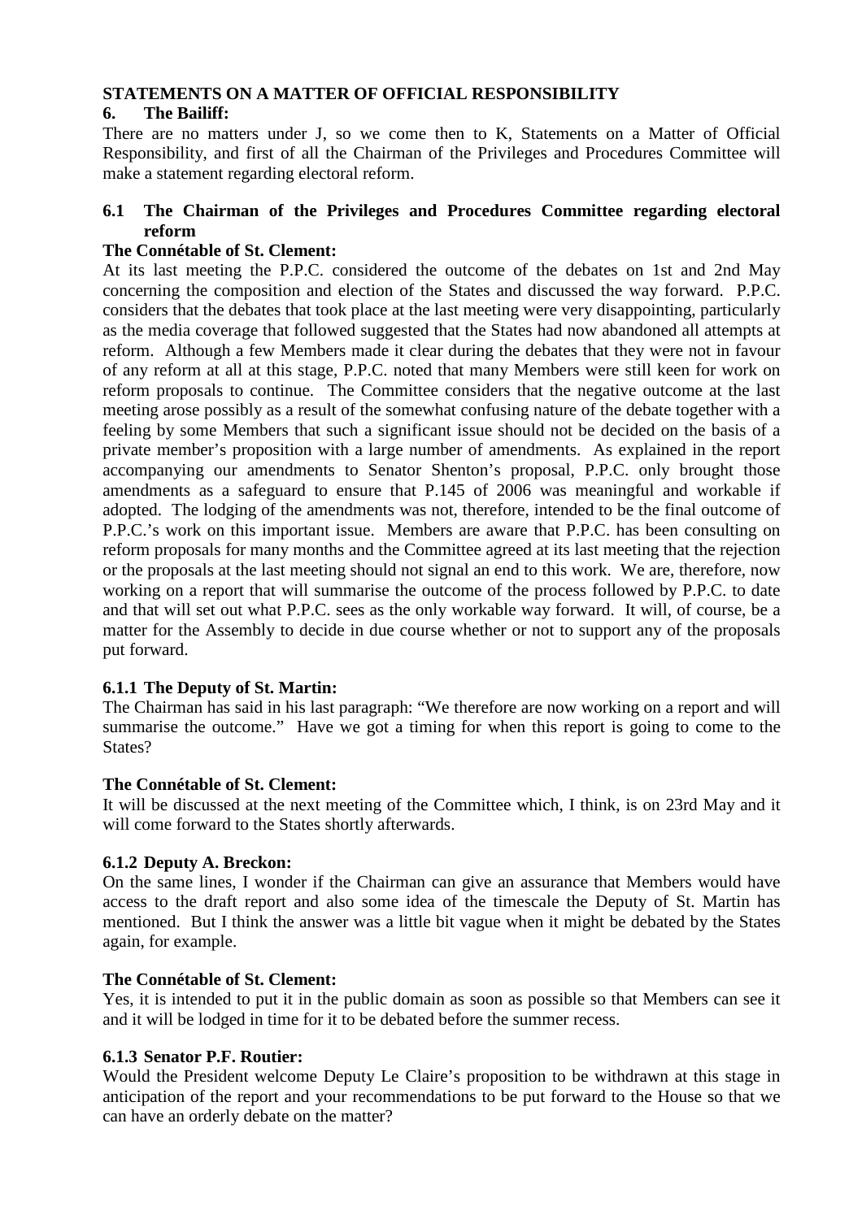## STATEMENTS ON A MATTER OF OFFICIAL RESPONSIBILITY

### 6. The Bailiff:

There are no matters under J, so we come then to K, Statements on a Matter of Official Responsibility, and first of all the Chairman of the Privileges and Procedures Committee will make a statement regarding electoral reform.

### 6.1 The Chairman of the Privileges and Procedures Committee regarding electoral reform

**The Connétable of St. Clement:**

At its last meeting the P.P.C. considered the outcome of the debates on 1st and 2nd May concerning the composition and election of the States and discussed the way forward. P.P.C. considers that the debates that took place at the last meeting were very disappointing, particularly as the media coverage that followed suggested that the States had now abandoned all attempts at reform. Although a few Members made it clear during the debates that they were not in favour of any reform at all at this stage, P.P.C. noted that many Members were still keen for work on reform proposals to continue. The Committee considers that the negative outcome at the last meeting arose possibly as a result of the somewhat confusing nature of the debate together with a feeling by some Members that such a significant issue should not be decided on the basis of a private member's proposition with a large number of amendments. As explained in the report accompanying our amendments to Senator Shenton's proposal, P.P.C. only brought those amendments as a safeguard to ensure that P.145 of 2006 was meaningful and workable if adopted. The lodging of the amendments was not, therefore, intended to be the final outcome of P.P.C.'s work on this important issue. Members are aware that P.P.C. has been consulting on reform proposals for many months and the Committee agreed at its last meeting that the rejection or the proposals at the last meeting should not signal an end to this work. We are, therefore, now working on a report that will summarise the outcome of the process followed by P.P.C. to date and that will set out what P.P.C. sees as the only workable way forward. It will, of course, be a matter for the Assembly to decide in due course whether or not to support any of the proposals put forward.

#### 6.1.1 The Deputy of St. Martin:

The Chairman has said in his last paragraph: "We therefore are now working on a report and will summarise the outcome." Have we got a timing for when this report is going to come to the States?

**The Connétable of St. Clement:**

It will be discussed at the next meeting of the Committee which, I think, is on 23rd May and it will come forward to the States shortly afterwards.

#### 6.1.2 Deputy A. Breckon:

On the same lines, I wonder if the Chairman can give an assurance that Members would have access to the draft report and also some idea of the timescale the Deputy of St. Martin has mentioned. But I think the answer was a little bit vague when it might be debated by the States again, for example.

**The Connétable of St. Clement:**

Yes, it is intended to put it in the public domain as soon as possible so that Members can see it and it will be lodged in time for it to be debated before the summer recess.

#### 6.1.3 Senator P.F. Routier:

Would the President welcome Deputy Le Claire's proposition to be withdrawn at this stage in anticipation of the report and your recommendations to be put forward to the House so that we can have an orderly debate on the matter?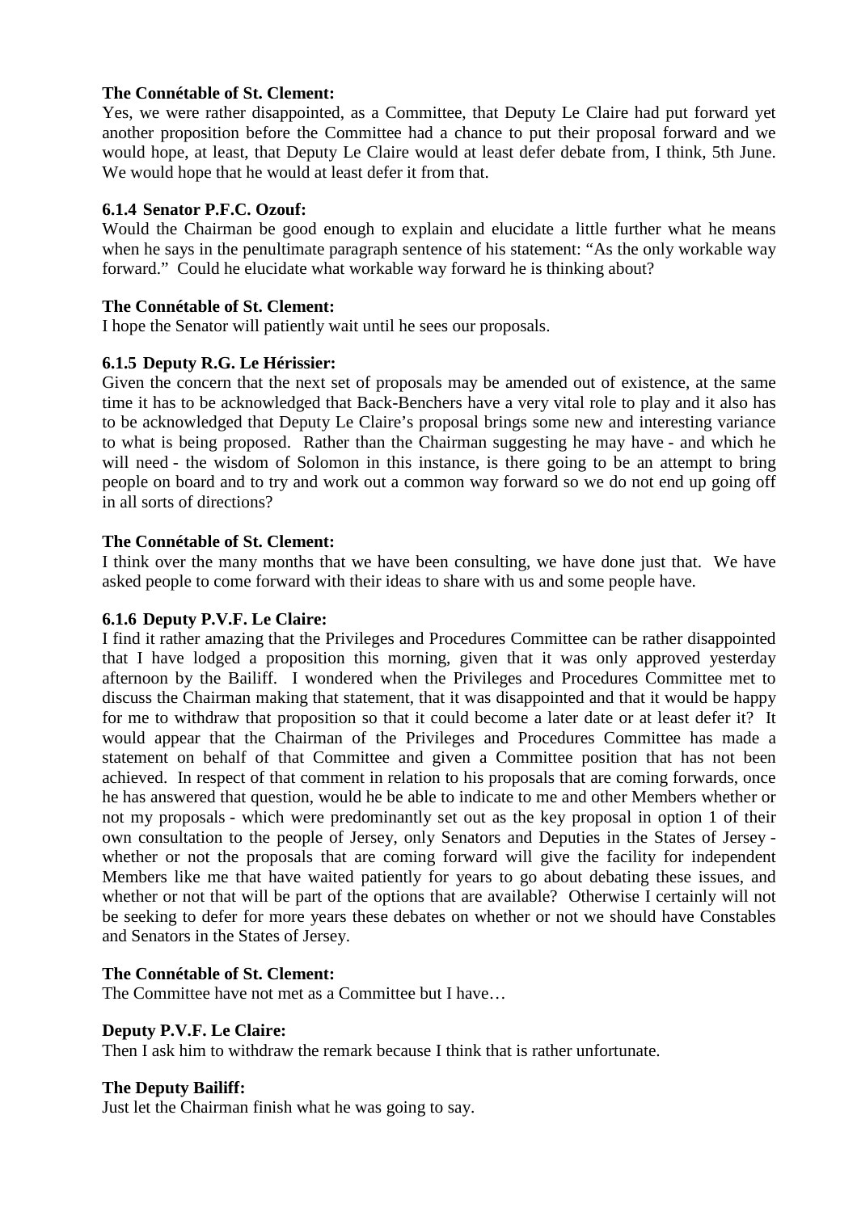**The Connétable of St. Clement:**

Yes, we were rather disappointed, as a Committee, that Deputy Le Claire had put forward yet another proposition before the Committee had a chance to put their proposal forward and we would hope, at least, that Deputy Le Claire would at least defer debate from, I think, 5th June. We would hope that he would at least defer it from that.

**6.1.4 Senator P.F.C. Ozouf:**

Would the Chairman be good enough to explain and elucidate a little further what he means when he says in the penultimate paragraph sentence of his statement: "As the only workable way forward." Could he elucidate what workable way forward he is thinking about?

**The Connétable of St. Clement:**

I hope the Senator will patiently wait until he sees our proposals.

**6.1.5 Deputy R.G. Le Hérissier:**

Given the concern that the next set of proposals may be amended out of existence, at the same time it has to be acknowledged that Back-Benchers have a very vital role to play and it also has to be acknowledged that Deputy Le Claire's proposal brings some new and interesting variance to what is being proposed. Rather than the Chairman suggesting he may have - and which he will need - the wisdom of Solomon in this instance, is there going to be an attempt to bring people on board and to try and work out a common way forward so we do not end up going off in all sorts of directions?

**The Connétable of St. Clement:**

I think over the many months that we have been consulting, we have done just that. We have asked people to come forward with their ideas to share with us and some people have.

**6.1.6 Deputy P.V.F. Le Claire:**

I find it rather amazing that the Privileges and Procedures Committee can be rather disappointed that I have lodged a proposition this morning, given that it was only approved yesterday afternoon by the Bailiff. I wondered when the Privileges and Procedures Committee met to discuss the Chairman making that statement, that it was disappointed and that it would be happy for me to withdraw that proposition so that it could become a later date or at least defer it? It would appear that the Chairman of the Privileges and Procedures Committee has made a statement on behalf of that Committee and given a Committee position that has not been achieved. In respect of that comment in relation to his proposals that are coming forwards, once he has answered that question, would he be able to indicate to me and other Members whether or not my proposals - which were predominantly set out as the key proposal in option 1 of their own consultation to the people of Jersey, only Senators and Deputies in the States of Jersey - whether or not the proposals that are coming forward will give the facility for independent Members like me that have waited patiently for years to go about debating these issues, and whether or not that will be part of the options that are available? Otherwise I certainly will not be seeking to defer for more years these debates on whether or not we should have Constables and Senators in the States of Jersey.

**The Connétable of St. Clement:**

The Committee have not met as a Committee but I have…

**Deputy P.V.F. Le Claire:**

Then I ask him to withdraw the remark because I think that is rather unfortunate.

**The Deputy Bailiff:**

Just let the Chairman finish what he was going to say.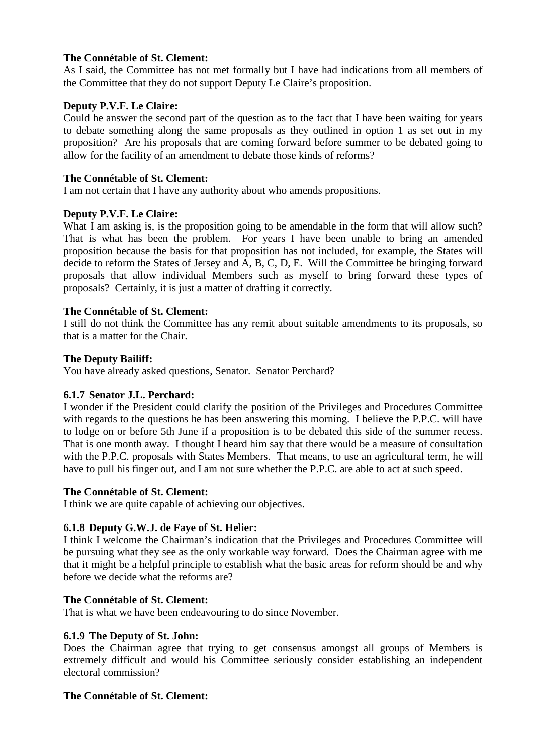**The Connétable of St. Clement:**

As I said, the Committee has not met formally but I have had indications from all members of the Committee that they do not support Deputy Le Claire's proposition.

**Deputy P.V.F. Le Claire:**

Could he answer the second part of the question as to the fact that I have been waiting for years to debate something along the same proposals as they outlined in option 1 as set out in my proposition? Are his proposals that are coming forward before summer to be debated going to allow for the facility of an amendment to debate those kinds of reforms?

**The Connétable of St. Clement:**

I am not certain that I have any authority about who amends propositions.

**Deputy P.V.F. Le Claire:**

What I am asking is, is the proposition going to be amendable in the form that will allow such? That is what has been the problem. For years I have been unable to bring an amended proposition because the basis for that proposition has not included, for example, the States will decide to reform the States of Jersey and A, B, C, D, E. Will the Committee be bringing forward proposals that allow individual Members such as myself to bring forward these types of proposals? Certainly, it is just a matter of drafting it correctly.

**The Connétable of St. Clement:**

I still do not think the Committee has any remit about suitable amendments to its proposals, so that is a matter for the Chair.

**The Deputy Bailiff:**

You have already asked questions, Senator. Senator Perchard?

**6.1.7 Senator J.L. Perchard:**

I wonder if the President could clarify the position of the Privileges and Procedures Committee with regards to the questions he has been answering this morning. I believe the P.P.C. will have to lodge on or before 5th June if a proposition is to be debated this side of the summer recess. That is one month away. I thought I heard him say that there would be a measure of consultation with the P.P.C. proposals with States Members. That means, to use an agricultural term, he will have to pull his finger out, and I am not sure whether the P.P.C. are able to act at such speed.

**The Connétable of St. Clement:**

I think we are quite capable of achieving our objectives.

**6.1.8 Deputy G.W.J. de Faye of St. Helier:**

I think I welcome the Chairman's indication that the Privileges and Procedures Committee will be pursuing what they see as the only workable way forward. Does the Chairman agree with me that it might be a helpful principle to establish what the basic areas for reform should be and why before we decide what the reforms are?

**The Connétable of St. Clement:**

That is what we have been endeavouring to do since November.

**6.1.9 The Deputy of St. John:**

Does the Chairman agree that trying to get consensus amongst all groups of Members is extremely difficult and would his Committee seriously consider establishing an independent electoral commission?

**The Connétable of St. Clement:**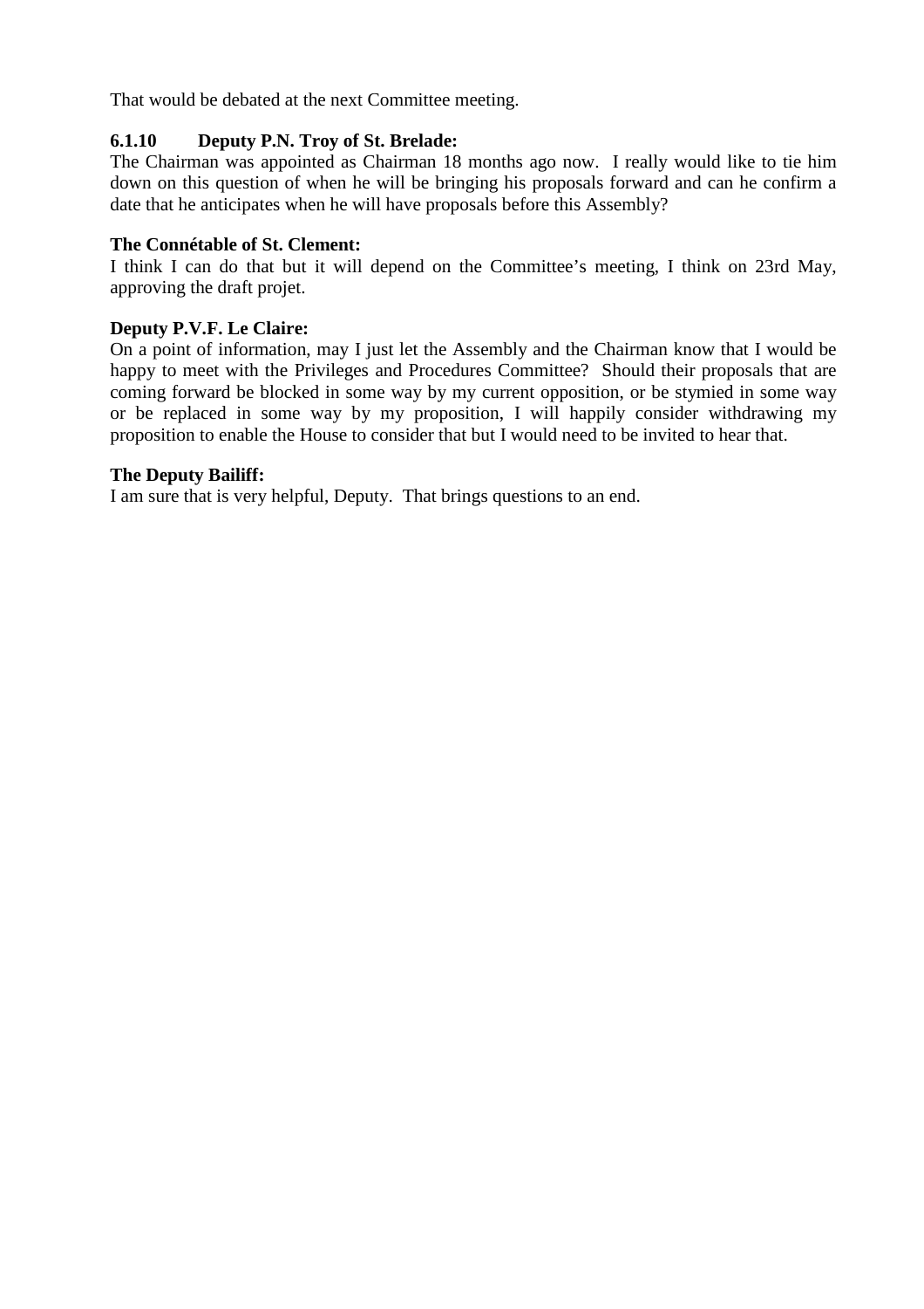That would be debated at the next Committee meeting.

**6.1.10 Deputy P.N. Troy of St. Brelade:**

The Chairman was appointed as Chairman 18 months ago now. I really would like to tie him down on this question of when he will be bringing his proposals forward and can he confirm a date that he anticipates when he will have proposals before this Assembly?

**The Connétable of St. Clement:**

I think I can do that but it will depend on the Committee's meeting, I think on 23rd May, approving the draft projet.

**Deputy P.V.F. Le Claire:**

On a point of information, may I just let the Assembly and the Chairman know that I would be happy to meet with the Privileges and Procedures Committee? Should their proposals that are coming forward be blocked in some way by my current opposition, or be stymied in some way or be replaced in some way by my proposition, I will happily consider withdrawing my proposition to enable the House to consider that but I would need to be invited to hear that.

**The Deputy Bailiff:**

I am sure that is very helpful, Deputy. That brings questions to an end.